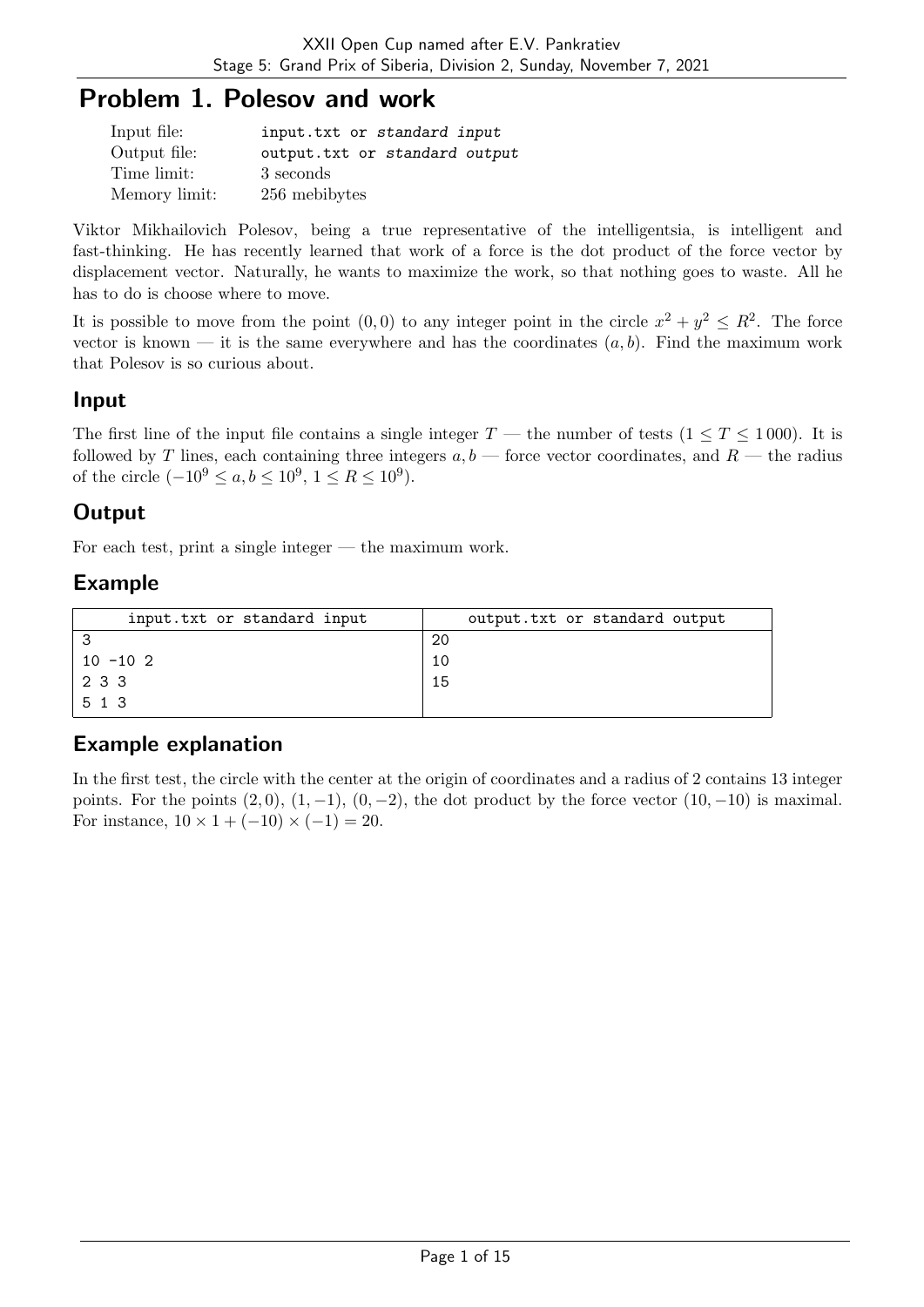# Problem 1. Polesov and work

| | |
|---|---|
| Input file: | input.txt or *standard input* |
| Output file: | output.txt or *standard output* |
| Time limit: | 3 seconds |
| Memory limit: | 256 mebibytes |

Viktor Mikhailovich Polesov, being a true representative of the intelligentsia, is intelligent and fast-thinking. He has recently learned that work of a force is the dot product of the force vector by displacement vector. Naturally, he wants to maximize the work, so that nothing goes to waste. All he has to do is choose where to move.

It is possible to move from the point $(0, 0)$ to any integer point in the circle $x^2 + y^2 \le R^2$. The force vector is known — it is the same everywhere and has the coordinates $(a, b)$. Find the maximum work that Polesov is so curious about.

## Input

The first line of the input file contains a single integer $T$ — the number of tests $(1 \le T \le 1\,000)$. It is followed by $T$ lines, each containing three integers $a, b$ — force vector coordinates, and $R$ — the radius of the circle $(-10^9 \le a, b \le 10^9, 1 \le R \le 10^9)$.

## Output

For each test, print a single integer — the maximum work.

## Example

| input.txt or standard input | output.txt or standard output |
|---|---|
| 3<br>10 -10 2<br>2 3 3<br>5 1 3 | 20<br>10<br>15 |

## Example explanation

In the first test, the circle with the center at the origin of coordinates and a radius of 2 contains 13 integer points. For the points $(2, 0)$, $(1, -1)$, $(0, -2)$, the dot product by the force vector $(10, -10)$ is maximal. For instance, $10 \times 1 + (-10) \times (-1) = 20$.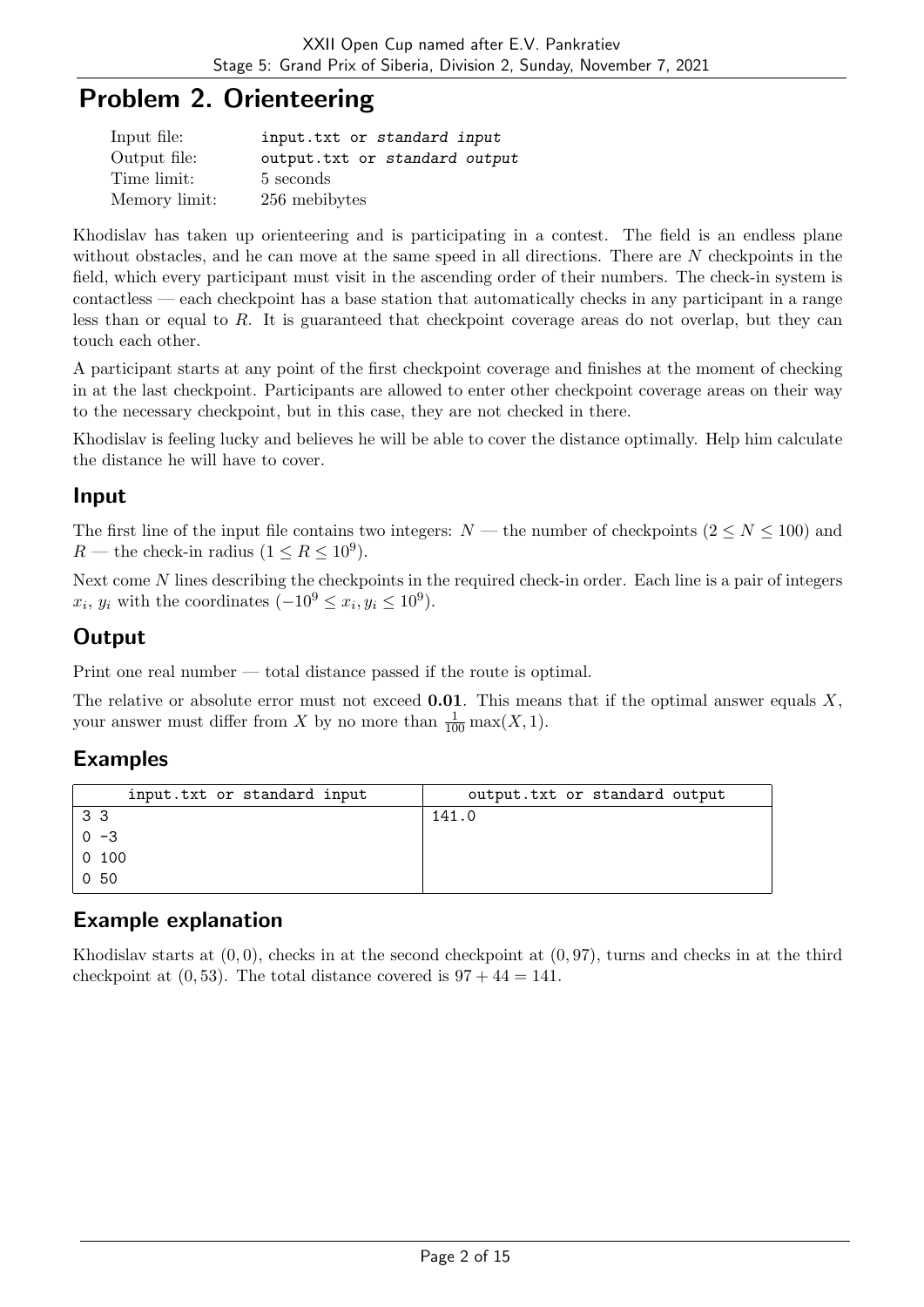# Problem 2. Orienteering

| | |
|---|---|
| Input file: | input.txt or *standard input* |
| Output file: | output.txt or *standard output* |
| Time limit: | 5 seconds |
| Memory limit: | 256 mebibytes |

Khodislav has taken up orienteering and is participating in a contest. The field is an endless plane without obstacles, and he can move at the same speed in all directions. There are $N$ checkpoints in the field, which every participant must visit in the ascending order of their numbers. The check-in system is contactless — each checkpoint has a base station that automatically checks in any participant in a range less than or equal to $R$. It is guaranteed that checkpoint coverage areas do not overlap, but they can touch each other.

A participant starts at any point of the first checkpoint coverage and finishes at the moment of checking in at the last checkpoint. Participants are allowed to enter other checkpoint coverage areas on their way to the necessary checkpoint, but in this case, they are not checked in there.

Khodislav is feeling lucky and believes he will be able to cover the distance optimally. Help him calculate the distance he will have to cover.

## Input

The first line of the input file contains two integers: $N$ — the number of checkpoints ($2 \le N \le 100$) and $R$ — the check-in radius ($1 \le R \le 10^9$).

Next come $N$ lines describing the checkpoints in the required check-in order. Each line is a pair of integers $x_i$, $y_i$ with the coordinates ($-10^9 \le x_i, y_i \le 10^9$).

## Output

Print one real number — total distance passed if the route is optimal.

The relative or absolute error must not exceed **0.01**. This means that if the optimal answer equals $X$, your answer must differ from $X$ by no more than $\frac{1}{100}\max(X, 1)$.

## Examples

| input.txt or standard input | output.txt or standard output |
|---|---|
| 3 3<br>0 -3<br>0 100<br>0 50 | 141.0 |

## Example explanation

Khodislav starts at $(0, 0)$, checks in at the second checkpoint at $(0, 97)$, turns and checks in at the third checkpoint at $(0, 53)$. The total distance covered is $97 + 44 = 141$.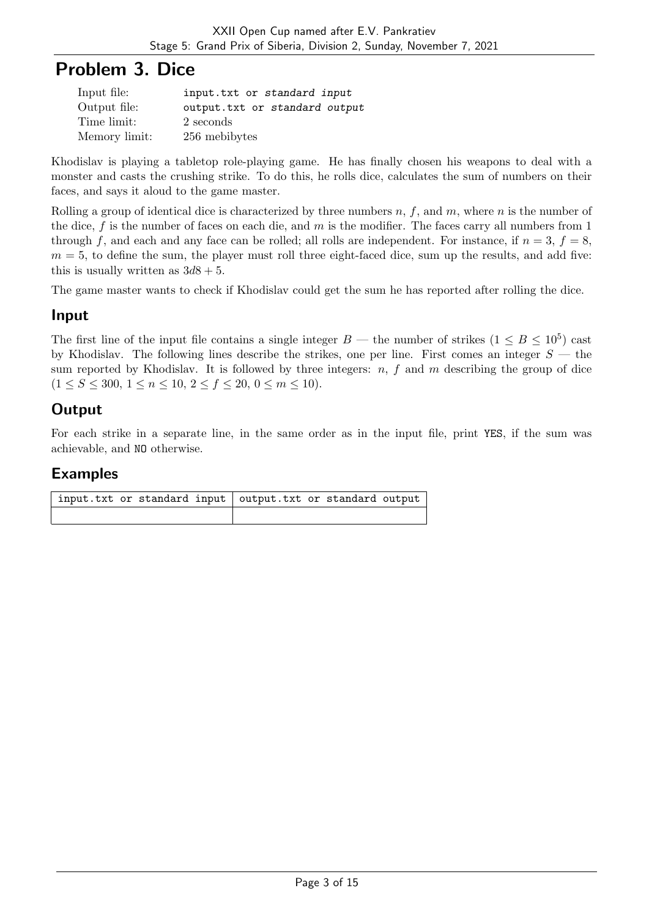# Problem 3. Dice

| | |
|---|---|
| Input file: | input.txt or *standard input* |
| Output file: | output.txt or *standard output* |
| Time limit: | 2 seconds |
| Memory limit: | 256 mebibytes |

Khodislav is playing a tabletop role-playing game. He has finally chosen his weapons to deal with a monster and casts the crushing strike. To do this, he rolls dice, calculates the sum of numbers on their faces, and says it aloud to the game master.

Rolling a group of identical dice is characterized by three numbers $n$, $f$, and $m$, where $n$ is the number of the dice, $f$ is the number of faces on each die, and $m$ is the modifier. The faces carry all numbers from 1 through $f$, and each and any face can be rolled; all rolls are independent. For instance, if $n = 3$, $f = 8$, $m = 5$, to define the sum, the player must roll three eight-faced dice, sum up the results, and add five: this is usually written as $3d8 + 5$.

The game master wants to check if Khodislav could get the sum he has reported after rolling the dice.

## Input

The first line of the input file contains a single integer $B$ — the number of strikes ($1 \le B \le 10^5$) cast by Khodislav. The following lines describe the strikes, one per line. First comes an integer $S$ — the sum reported by Khodislav. It is followed by three integers: $n$, $f$ and $m$ describing the group of dice ($1 \le S \le 300$, $1 \le n \le 10$, $2 \le f \le 20$, $0 \le m \le 10$).

## Output

For each strike in a separate line, in the same order as in the input file, print YES, if the sum was achievable, and NO otherwise.

## Examples

| input.txt or standard input | output.txt or standard output |
|---|---|
| | |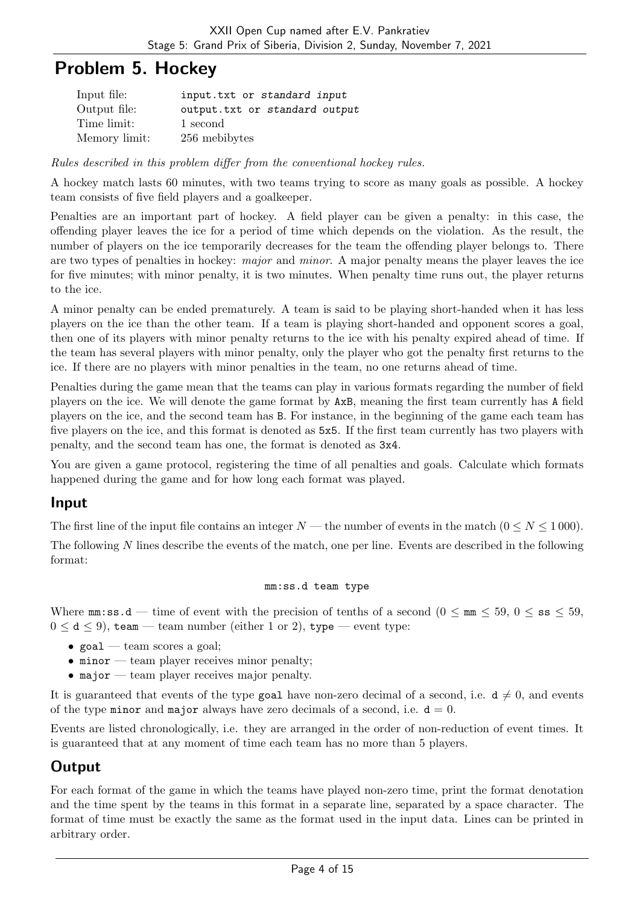# Problem 5. Hockey

| | |
|---|---|
| Input file: | `input.txt` or *standard input* |
| Output file: | `output.txt` or *standard output* |
| Time limit: | 1 second |
| Memory limit: | 256 mebibytes |

*Rules described in this problem differ from the conventional hockey rules.*

A hockey match lasts 60 minutes, with two teams trying to score as many goals as possible. A hockey team consists of five field players and a goalkeeper.

Penalties are an important part of hockey. A field player can be given a penalty: in this case, the offending player leaves the ice for a period of time which depends on the violation. As the result, the number of players on the ice temporarily decreases for the team the offending player belongs to. There are two types of penalties in hockey: *major* and *minor*. A major penalty means the player leaves the ice for five minutes; with minor penalty, it is two minutes. When penalty time runs out, the player returns to the ice.

A minor penalty can be ended prematurely. A team is said to be playing short-handed when it has less players on the ice than the other team. If a team is playing short-handed and opponent scores a goal, then one of its players with minor penalty returns to the ice with his penalty expired ahead of time. If the team has several players with minor penalty, only the player who got the penalty first returns to the ice. If there are no players with minor penalties in the team, no one returns ahead of time.

Penalties during the game mean that the teams can play in various formats regarding the number of field players on the ice. We will denote the game format by `AxB`, meaning the first team currently has `A` field players on the ice, and the second team has `B`. For instance, in the beginning of the game each team has five players on the ice, and this format is denoted as `5x5`. If the first team currently has two players with penalty, and the second team has one, the format is denoted as `3x4`.

You are given a game protocol, registering the time of all penalties and goals. Calculate which formats happened during the game and for how long each format was played.

## Input

The first line of the input file contains an integer $N$ — the number of events in the match ($0 \le N \le 1\,000$).

The following $N$ lines describe the events of the match, one per line. Events are described in the following format:

```
mm:ss.d team type
```

Where `mm:ss.d` — time of event with the precision of tenths of a second ($0 \le$ `mm` $\le 59$, $0 \le$ `ss` $\le 59$, $0 \le$ `d` $\le 9$), `team` — team number (either 1 or 2), `type` — event type:

- `goal` — team scores a goal;
- `minor` — team player receives minor penalty;
- `major` — team player receives major penalty.

It is guaranteed that events of the type `goal` have non-zero decimal of a second, i.e. `d` $\neq 0$, and events of the type `minor` and `major` always have zero decimals of a second, i.e. `d` $= 0$.

Events are listed chronologically, i.e. they are arranged in the order of non-reduction of event times. It is guaranteed that at any moment of time each team has no more than 5 players.

## Output

For each format of the game in which the teams have played non-zero time, print the format denotation and the time spent by the teams in this format in a separate line, separated by a space character. The format of time must be exactly the same as the format used in the input data. Lines can be printed in arbitrary order.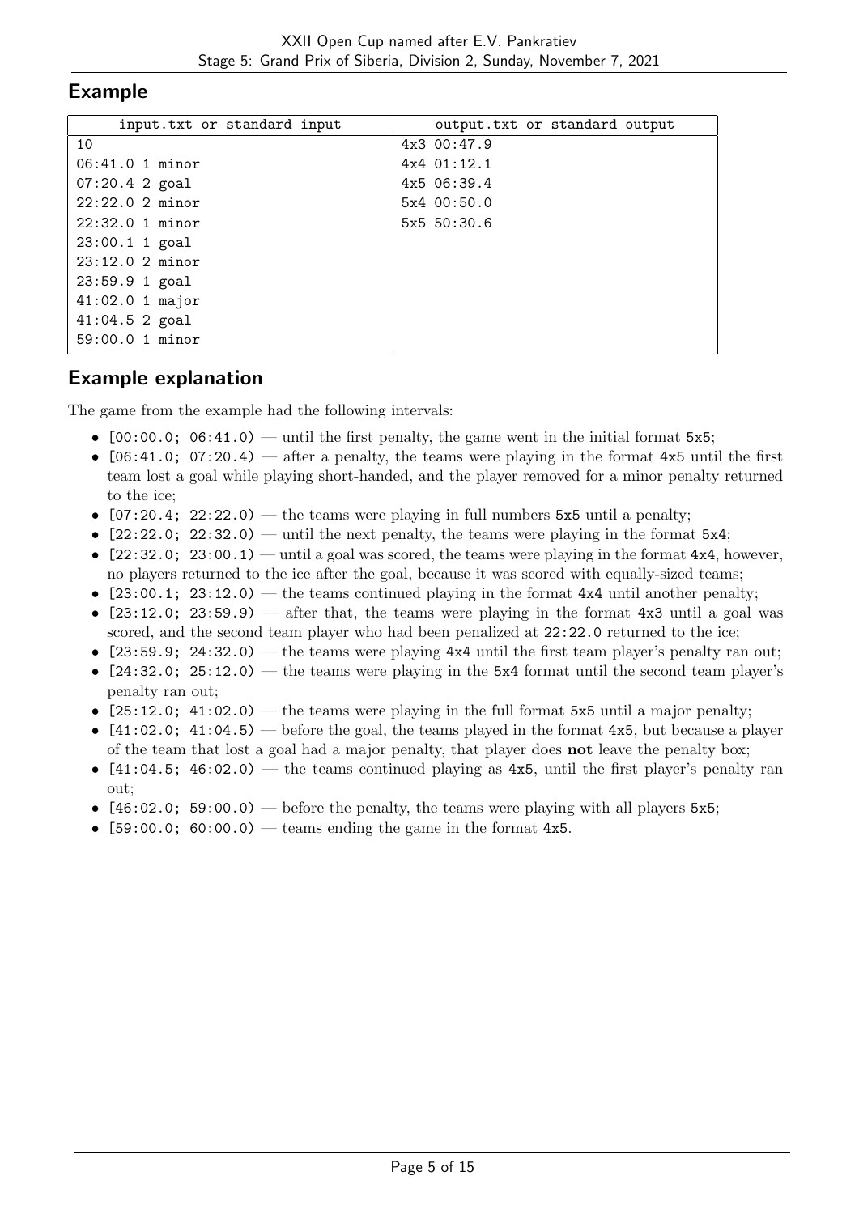## Example

| input.txt or standard input | output.txt or standard output |
|---|---|
| 10<br>06:41.0 1 minor<br>07:20.4 2 goal<br>22:22.0 2 minor<br>22:32.0 1 minor<br>23:00.1 1 goal<br>23:12.0 2 minor<br>23:59.9 1 goal<br>41:02.0 1 major<br>41:04.5 2 goal<br>59:00.0 1 minor | 4x3 00:47.9<br>4x4 01:12.1<br>4x5 06:39.4<br>5x4 00:50.0<br>5x5 50:30.6 |

## Example explanation

The game from the example had the following intervals:

- `[00:00.0; 06:41.0)` — until the first penalty, the game went in the initial format `5x5`;
- `[06:41.0; 07:20.4)` — after a penalty, the teams were playing in the format `4x5` until the first team lost a goal while playing short-handed, and the player removed for a minor penalty returned to the ice;
- `[07:20.4; 22:22.0)` — the teams were playing in full numbers `5x5` until a penalty;
- `[22:22.0; 22:32.0)` — until the next penalty, the teams were playing in the format `5x4`;
- `[22:32.0; 23:00.1)` — until a goal was scored, the teams were playing in the format `4x4`, however, no players returned to the ice after the goal, because it was scored with equally-sized teams;
- `[23:00.1; 23:12.0)` — the teams continued playing in the format `4x4` until another penalty;
- `[23:12.0; 23:59.9)` — after that, the teams were playing in the format `4x3` until a goal was scored, and the second team player who had been penalized at `22:22.0` returned to the ice;
- `[23:59.9; 24:32.0)` — the teams were playing `4x4` until the first team player's penalty ran out;
- `[24:32.0; 25:12.0)` — the teams were playing in the `5x4` format until the second team player's penalty ran out;
- `[25:12.0; 41:02.0)` — the teams were playing in the full format `5x5` until a major penalty;
- `[41:02.0; 41:04.5)` — before the goal, the teams played in the format `4x5`, but because a player of the team that lost a goal had a major penalty, that player does **not** leave the penalty box;
- `[41:04.5; 46:02.0)` — the teams continued playing as `4x5`, until the first player's penalty ran out;
- `[46:02.0; 59:00.0)` — before the penalty, the teams were playing with all players `5x5`;
- `[59:00.0; 60:00.0)` — teams ending the game in the format `4x5`.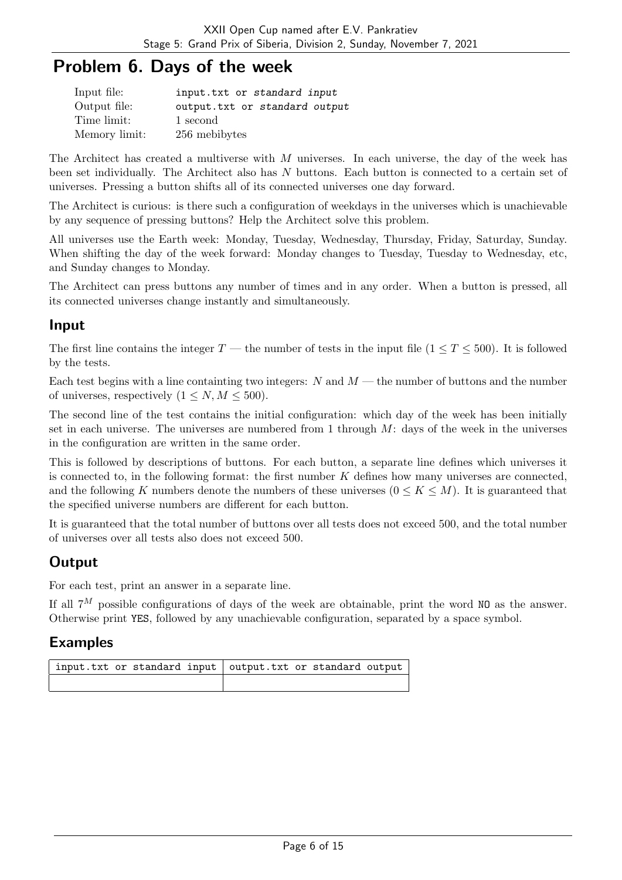# Problem 6. Days of the week

| | |
|---|---|
| Input file: | `input.txt` or *standard input* |
| Output file: | `output.txt` or *standard output* |
| Time limit: | 1 second |
| Memory limit: | 256 mebibytes |

The Architect has created a multiverse with $M$ universes. In each universe, the day of the week has been set individually. The Architect also has $N$ buttons. Each button is connected to a certain set of universes. Pressing a button shifts all of its connected universes one day forward.

The Architect is curious: is there such a configuration of weekdays in the universes which is unachievable by any sequence of pressing buttons? Help the Architect solve this problem.

All universes use the Earth week: Monday, Tuesday, Wednesday, Thursday, Friday, Saturday, Sunday. When shifting the day of the week forward: Monday changes to Tuesday, Tuesday to Wednesday, etc, and Sunday changes to Monday.

The Architect can press buttons any number of times and in any order. When a button is pressed, all its connected universes change instantly and simultaneously.

## Input

The first line contains the integer $T$ — the number of tests in the input file ($1 \le T \le 500$). It is followed by the tests.

Each test begins with a line containting two integers: $N$ and $M$ — the number of buttons and the number of universes, respectively ($1 \le N, M \le 500$).

The second line of the test contains the initial configuration: which day of the week has been initially set in each universe. The universes are numbered from 1 through $M$: days of the week in the universes in the configuration are written in the same order.

This is followed by descriptions of buttons. For each button, a separate line defines which universes it is connected to, in the following format: the first number $K$ defines how many universes are connected, and the following $K$ numbers denote the numbers of these universes ($0 \le K \le M$). It is guaranteed that the specified universe numbers are different for each button.

It is guaranteed that the total number of buttons over all tests does not exceed 500, and the total number of universes over all tests also does not exceed 500.

## Output

For each test, print an answer in a separate line.

If all $7^M$ possible configurations of days of the week are obtainable, print the word `NO` as the answer. Otherwise print `YES`, followed by any unachievable configuration, separated by a space symbol.

## Examples

| input.txt or standard input | output.txt or standard output |
|---|---|
| | |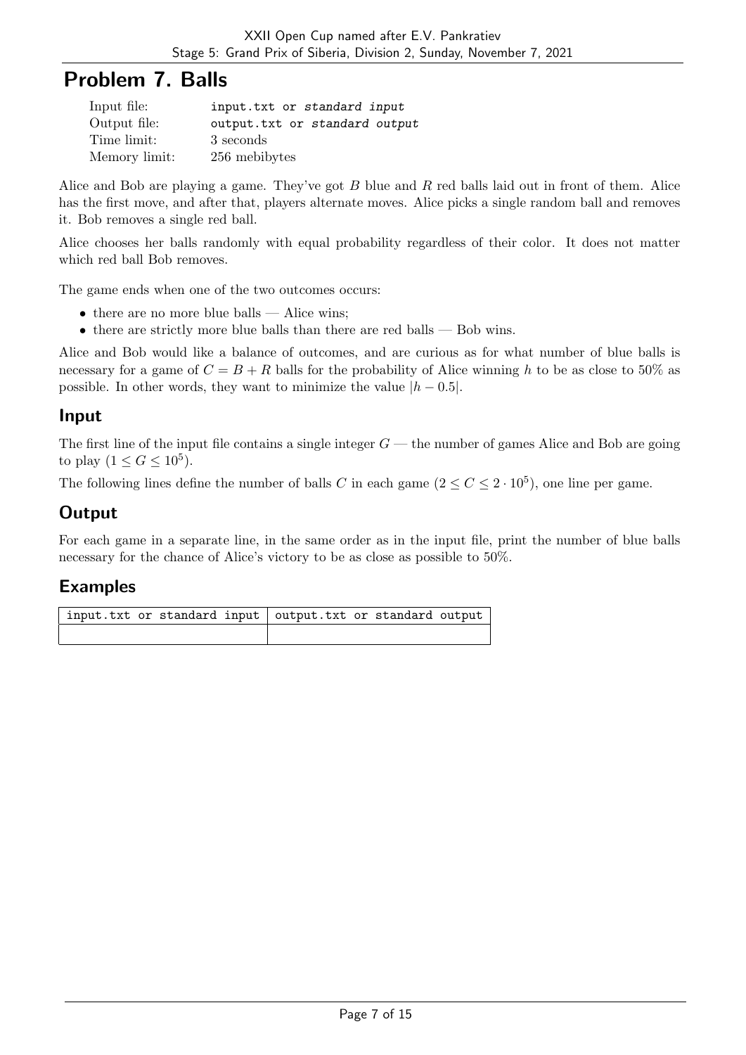# Problem 7. Balls

| | |
|---|---|
| Input file: | input.txt or *standard input* |
| Output file: | output.txt or *standard output* |
| Time limit: | 3 seconds |
| Memory limit: | 256 mebibytes |

Alice and Bob are playing a game. They've got $B$ blue and $R$ red balls laid out in front of them. Alice has the first move, and after that, players alternate moves. Alice picks a single random ball and removes it. Bob removes a single red ball.

Alice chooses her balls randomly with equal probability regardless of their color. It does not matter which red ball Bob removes.

The game ends when one of the two outcomes occurs:

- there are no more blue balls — Alice wins;
- there are strictly more blue balls than there are red balls — Bob wins.

Alice and Bob would like a balance of outcomes, and are curious as for what number of blue balls is necessary for a game of $C = B + R$ balls for the probability of Alice winning $h$ to be as close to 50% as possible. In other words, they want to minimize the value $|h - 0.5|$.

## Input

The first line of the input file contains a single integer $G$ — the number of games Alice and Bob are going to play ($1 \le G \le 10^5$).

The following lines define the number of balls $C$ in each game ($2 \le C \le 2 \cdot 10^5$), one line per game.

## Output

For each game in a separate line, in the same order as in the input file, print the number of blue balls necessary for the chance of Alice's victory to be as close as possible to 50%.

## Examples

| input.txt or standard input | output.txt or standard output |
|---|---|
| | |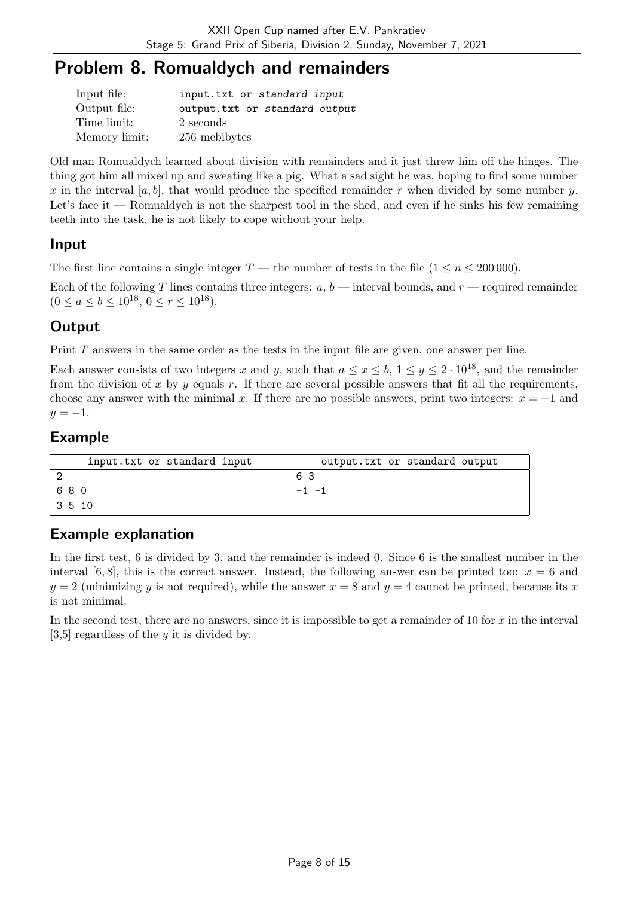# Problem 8. Romualdych and remainders

| | |
|---|---|
| Input file: | input.txt or *standard input* |
| Output file: | output.txt or *standard output* |
| Time limit: | 2 seconds |
| Memory limit: | 256 mebibytes |

Old man Romualdych learned about division with remainders and it just threw him off the hinges. The thing got him all mixed up and sweating like a pig. What a sad sight he was, hoping to find some number $x$ in the interval $[a, b]$, that would produce the specified remainder $r$ when divided by some number $y$. Let's face it — Romualdych is not the sharpest tool in the shed, and even if he sinks his few remaining teeth into the task, he is not likely to cope without your help.

## Input

The first line contains a single integer $T$ — the number of tests in the file ($1 \le n \le 200\,000$).

Each of the following $T$ lines contains three integers: $a$, $b$ — interval bounds, and $r$ — required remainder ($0 \le a \le b \le 10^{18}$, $0 \le r \le 10^{18}$).

## Output

Print $T$ answers in the same order as the tests in the input file are given, one answer per line.

Each answer consists of two integers $x$ and $y$, such that $a \le x \le b$, $1 \le y \le 2 \cdot 10^{18}$, and the remainder from the division of $x$ by $y$ equals $r$. If there are several possible answers that fit all the requirements, choose any answer with the minimal $x$. If there are no possible answers, print two integers: $x = -1$ and $y = -1$.

## Example

| input.txt or standard input | output.txt or standard output |
|---|---|
| 2<br>6 8 0<br>3 5 10 | 6 3<br>-1 -1 |

## Example explanation

In the first test, 6 is divided by 3, and the remainder is indeed 0. Since 6 is the smallest number in the interval $[6, 8]$, this is the correct answer. Instead, the following answer can be printed too: $x = 6$ and $y = 2$ (minimizing $y$ is not required), while the answer $x = 8$ and $y = 4$ cannot be printed, because its $x$ is not minimal.

In the second test, there are no answers, since it is impossible to get a remainder of 10 for $x$ in the interval [3,5] regardless of the $y$ it is divided by.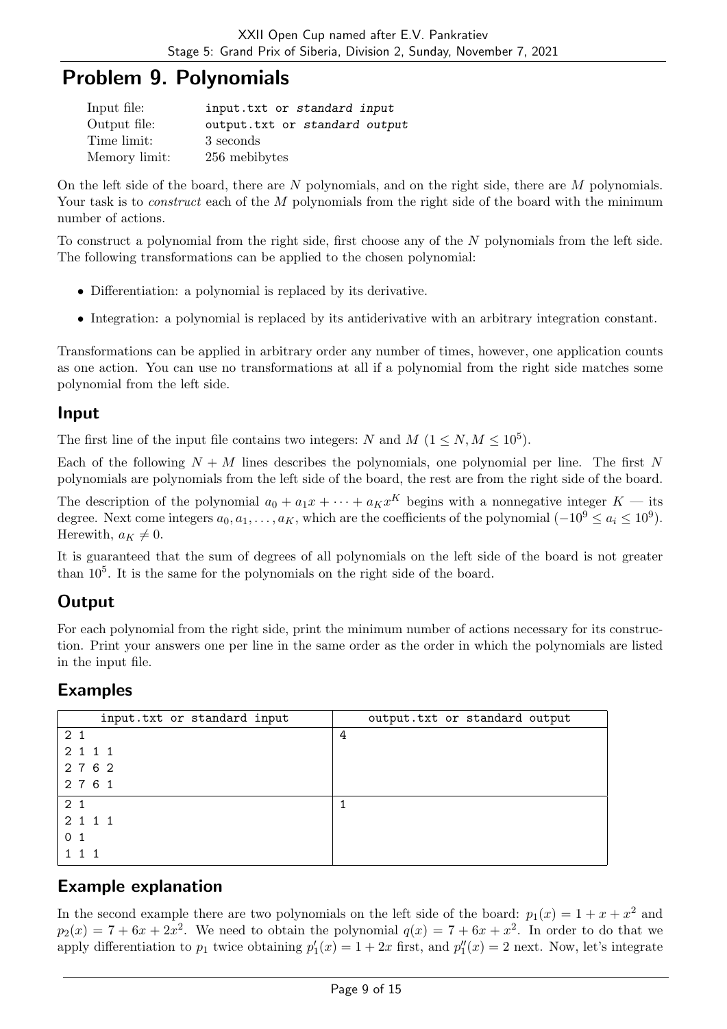# Problem 9. Polynomials

| | |
|---|---|
| Input file: | `input.txt` or *standard input* |
| Output file: | `output.txt` or *standard output* |
| Time limit: | 3 seconds |
| Memory limit: | 256 mebibytes |

On the left side of the board, there are $N$ polynomials, and on the right side, there are $M$ polynomials. Your task is to *construct* each of the $M$ polynomials from the right side of the board with the minimum number of actions.

To construct a polynomial from the right side, first choose any of the $N$ polynomials from the left side. The following transformations can be applied to the chosen polynomial:

- Differentiation: a polynomial is replaced by its derivative.
- Integration: a polynomial is replaced by its antiderivative with an arbitrary integration constant.

Transformations can be applied in arbitrary order any number of times, however, one application counts as one action. You can use no transformations at all if a polynomial from the right side matches some polynomial from the left side.

## Input

The first line of the input file contains two integers: $N$ and $M$ ($1 \le N, M \le 10^5$).

Each of the following $N + M$ lines describes the polynomials, one polynomial per line. The first $N$ polynomials are polynomials from the left side of the board, the rest are from the right side of the board.

The description of the polynomial $a_0 + a_1x + \cdots + a_Kx^K$ begins with a nonnegative integer $K$ — its degree. Next come integers $a_0, a_1, \ldots, a_K$, which are the coefficients of the polynomial ($-10^9 \le a_i \le 10^9$). Herewith, $a_K \ne 0$.

It is guaranteed that the sum of degrees of all polynomials on the left side of the board is not greater than $10^5$. It is the same for the polynomials on the right side of the board.

## Output

For each polynomial from the right side, print the minimum number of actions necessary for its construction. Print your answers one per line in the same order as the order in which the polynomials are listed in the input file.

## Examples

| input.txt or standard input | output.txt or standard output |
|---|---|
| 2 1<br>2 1 1 1<br>2 7 6 2<br>2 7 6 1 | 4 |
| 2 1<br>2 1 1 1<br>0 1<br>1 1 1 | 1 |

## Example explanation

In the second example there are two polynomials on the left side of the board: $p_1(x) = 1 + x + x^2$ and $p_2(x) = 7 + 6x + 2x^2$. We need to obtain the polynomial $q(x) = 7 + 6x + x^2$. In order to do that we apply differentiation to $p_1$ twice obtaining $p_1'(x) = 1 + 2x$ first, and $p_1''(x) = 2$ next. Now, let's integrate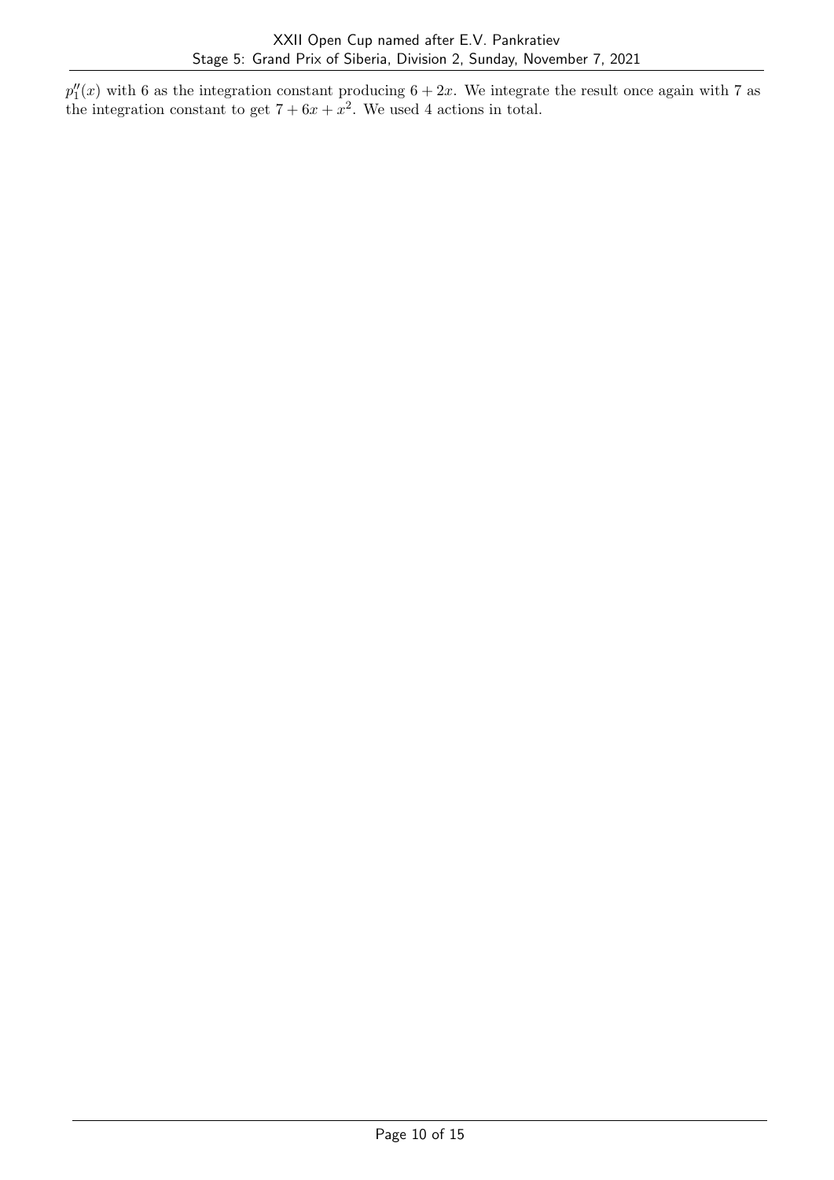$p_1''(x)$ with 6 as the integration constant producing $6 + 2x$. We integrate the result once again with 7 as the integration constant to get $7 + 6x + x^2$. We used 4 actions in total.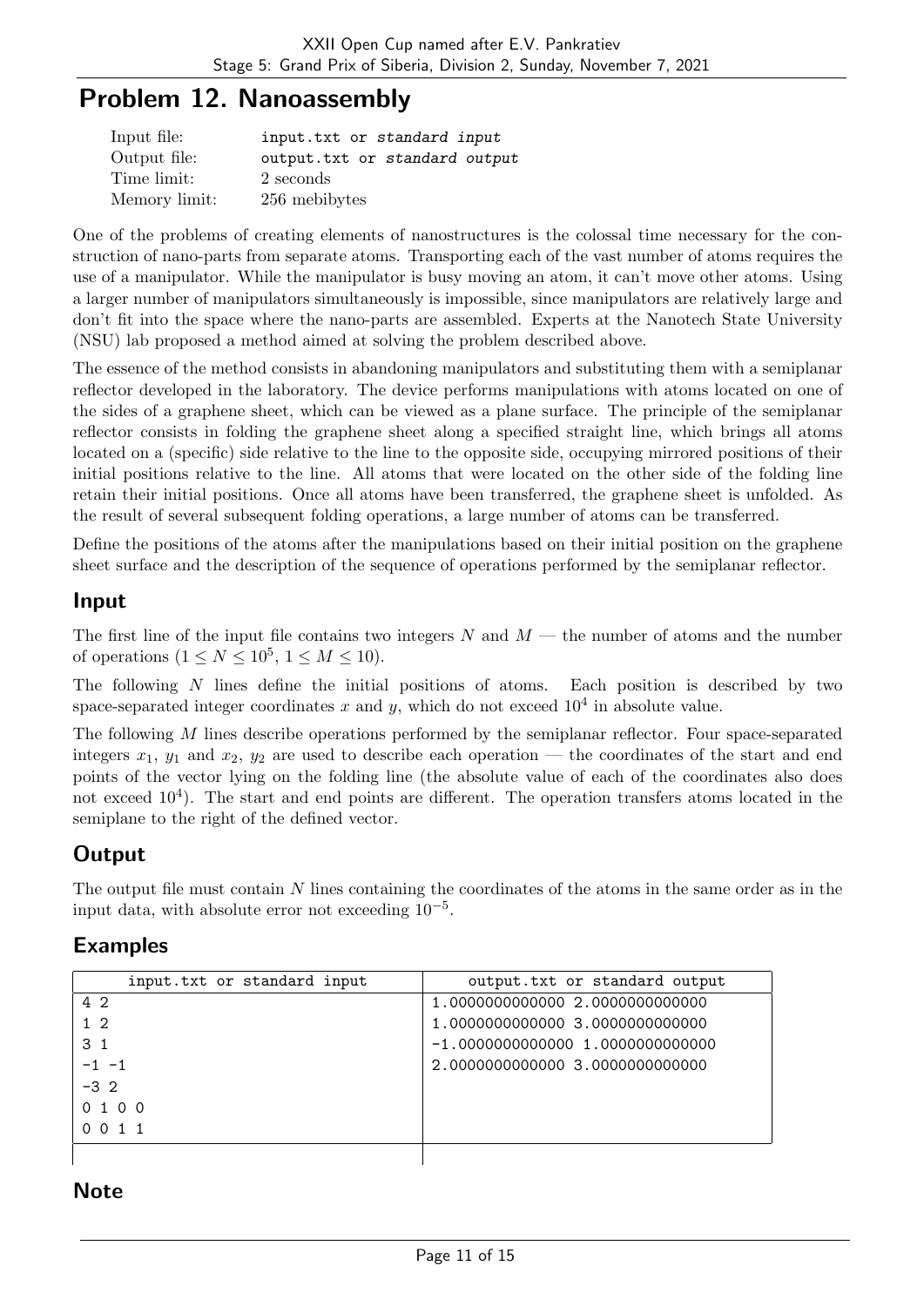# Problem 12. Nanoassembly

| | |
|---|---|
| Input file: | input.txt or *standard input* |
| Output file: | output.txt or *standard output* |
| Time limit: | 2 seconds |
| Memory limit: | 256 mebibytes |

One of the problems of creating elements of nanostructures is the colossal time necessary for the construction of nano-parts from separate atoms. Transporting each of the vast number of atoms requires the use of a manipulator. While the manipulator is busy moving an atom, it can't move other atoms. Using a larger number of manipulators simultaneously is impossible, since manipulators are relatively large and don't fit into the space where the nano-parts are assembled. Experts at the Nanotech State University (NSU) lab proposed a method aimed at solving the problem described above.

The essence of the method consists in abandoning manipulators and substituting them with a semiplanar reflector developed in the laboratory. The device performs manipulations with atoms located on one of the sides of a graphene sheet, which can be viewed as a plane surface. The principle of the semiplanar reflector consists in folding the graphene sheet along a specified straight line, which brings all atoms located on a (specific) side relative to the line to the opposite side, occupying mirrored positions of their initial positions relative to the line. All atoms that were located on the other side of the folding line retain their initial positions. Once all atoms have been transferred, the graphene sheet is unfolded. As the result of several subsequent folding operations, a large number of atoms can be transferred.

Define the positions of the atoms after the manipulations based on their initial position on the graphene sheet surface and the description of the sequence of operations performed by the semiplanar reflector.

## Input

The first line of the input file contains two integers $N$ and $M$ — the number of atoms and the number of operations ($1 \le N \le 10^5$, $1 \le M \le 10$).

The following $N$ lines define the initial positions of atoms. Each position is described by two space-separated integer coordinates $x$ and $y$, which do not exceed $10^4$ in absolute value.

The following $M$ lines describe operations performed by the semiplanar reflector. Four space-separated integers $x_1$, $y_1$ and $x_2$, $y_2$ are used to describe each operation — the coordinates of the start and end points of the vector lying on the folding line (the absolute value of each of the coordinates also does not exceed $10^4$). The start and end points are different. The operation transfers atoms located in the semiplane to the right of the defined vector.

## Output

The output file must contain $N$ lines containing the coordinates of the atoms in the same order as in the input data, with absolute error not exceeding $10^{-5}$.

## Examples

| input.txt or standard input | output.txt or standard output |
|---|---|
| 4 2<br>1 2<br>3 1<br>-1 -1<br>-3 2<br>0 1 0 0<br>0 0 1 1 | 1.0000000000000 2.0000000000000<br>1.0000000000000 3.0000000000000<br>-1.0000000000000 1.0000000000000<br>2.0000000000000 3.0000000000000 |

## Note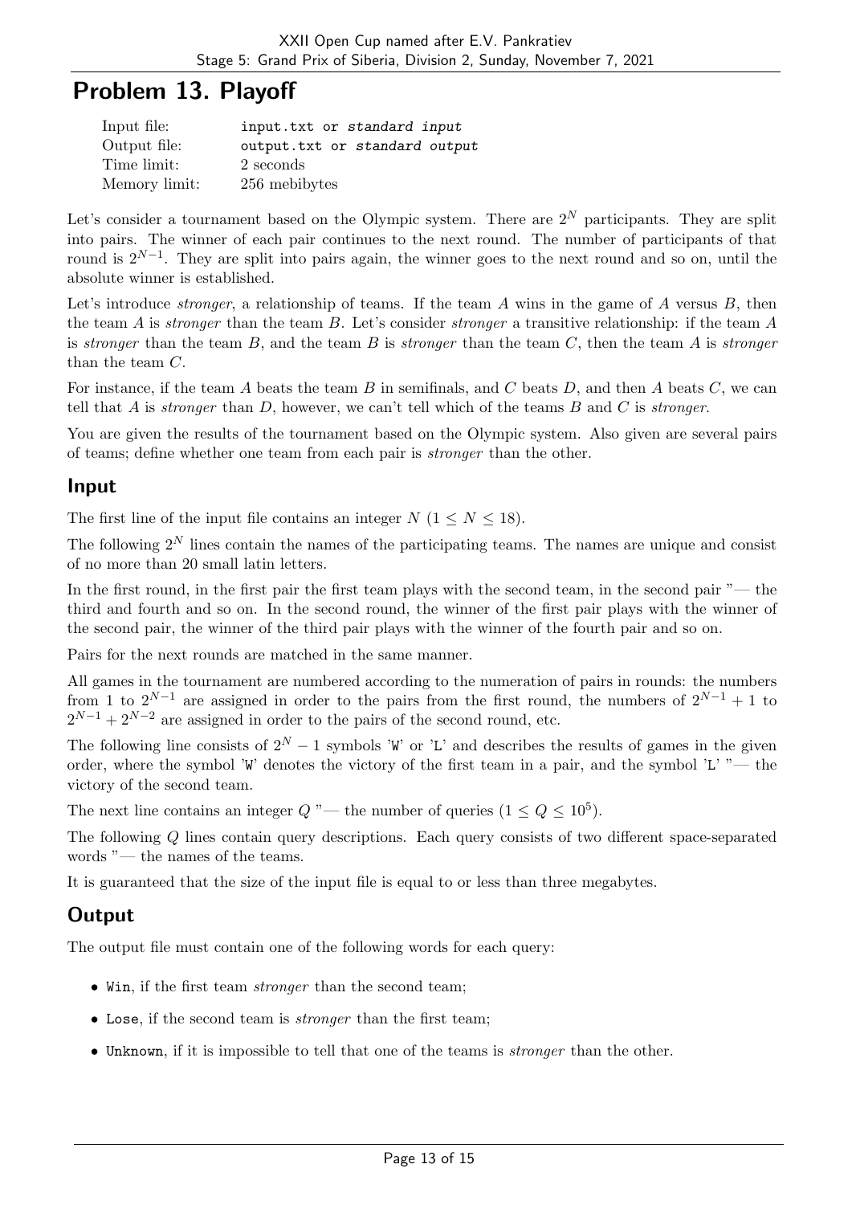# Problem 13. Playoff

| | |
|---|---|
| Input file: | `input.txt` or *standard input* |
| Output file: | `output.txt` or *standard output* |
| Time limit: | 2 seconds |
| Memory limit: | 256 mebibytes |

Let's consider a tournament based on the Olympic system. There are $2^N$ participants. They are split into pairs. The winner of each pair continues to the next round. The number of participants of that round is $2^{N-1}$. They are split into pairs again, the winner goes to the next round and so on, until the absolute winner is established.

Let's introduce *stronger*, a relationship of teams. If the team $A$ wins in the game of $A$ versus $B$, then the team $A$ is *stronger* than the team $B$. Let's consider *stronger* a transitive relationship: if the team $A$ is *stronger* than the team $B$, and the team $B$ is *stronger* than the team $C$, then the team $A$ is *stronger* than the team $C$.

For instance, if the team $A$ beats the team $B$ in semifinals, and $C$ beats $D$, and then $A$ beats $C$, we can tell that $A$ is *stronger* than $D$, however, we can't tell which of the teams $B$ and $C$ is *stronger*.

You are given the results of the tournament based on the Olympic system. Also given are several pairs of teams; define whether one team from each pair is *stronger* than the other.

## Input

The first line of the input file contains an integer $N$ ($1 \le N \le 18$).

The following $2^N$ lines contain the names of the participating teams. The names are unique and consist of no more than 20 small latin letters.

In the first round, in the first pair the first team plays with the second team, in the second pair "— the third and fourth and so on. In the second round, the winner of the first pair plays with the winner of the second pair, the winner of the third pair plays with the winner of the fourth pair and so on.

Pairs for the next rounds are matched in the same manner.

All games in the tournament are numbered according to the numeration of pairs in rounds: the numbers from 1 to $2^{N-1}$ are assigned in order to the pairs from the first round, the numbers of $2^{N-1}+1$ to $2^{N-1}+2^{N-2}$ are assigned in order to the pairs of the second round, etc.

The following line consists of $2^N - 1$ symbols 'W' or 'L' and describes the results of games in the given order, where the symbol 'W' denotes the victory of the first team in a pair, and the symbol 'L' "— the victory of the second team.

The next line contains an integer $Q$ "— the number of queries ($1 \le Q \le 10^5$).

The following $Q$ lines contain query descriptions. Each query consists of two different space-separated words "— the names of the teams.

It is guaranteed that the size of the input file is equal to or less than three megabytes.

## Output

The output file must contain one of the following words for each query:

- `Win`, if the first team *stronger* than the second team;
- `Lose`, if the second team is *stronger* than the first team;
- `Unknown`, if it is impossible to tell that one of the teams is *stronger* than the other.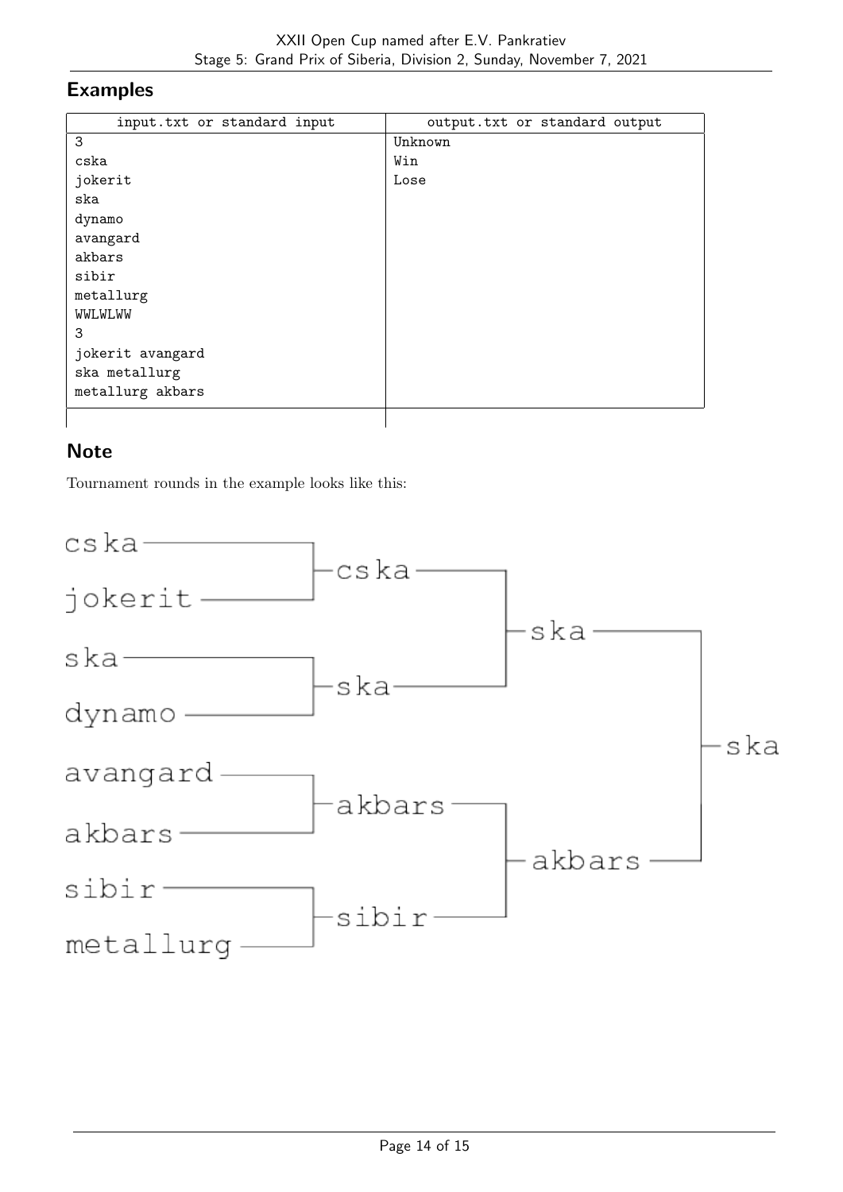## Examples

| input.txt or standard input | output.txt or standard output |
|---|---|
| 3<br>cska<br>jokerit<br>ska<br>dynamo<br>avangard<br>akbars<br>sibir<br>metallurg<br>WWLWLWW<br>3<br>jokerit avangard<br>ska metallurg<br>metallurg akbars | Unknown<br>Win<br>Lose |

## Note

Tournament rounds in the example looks like this: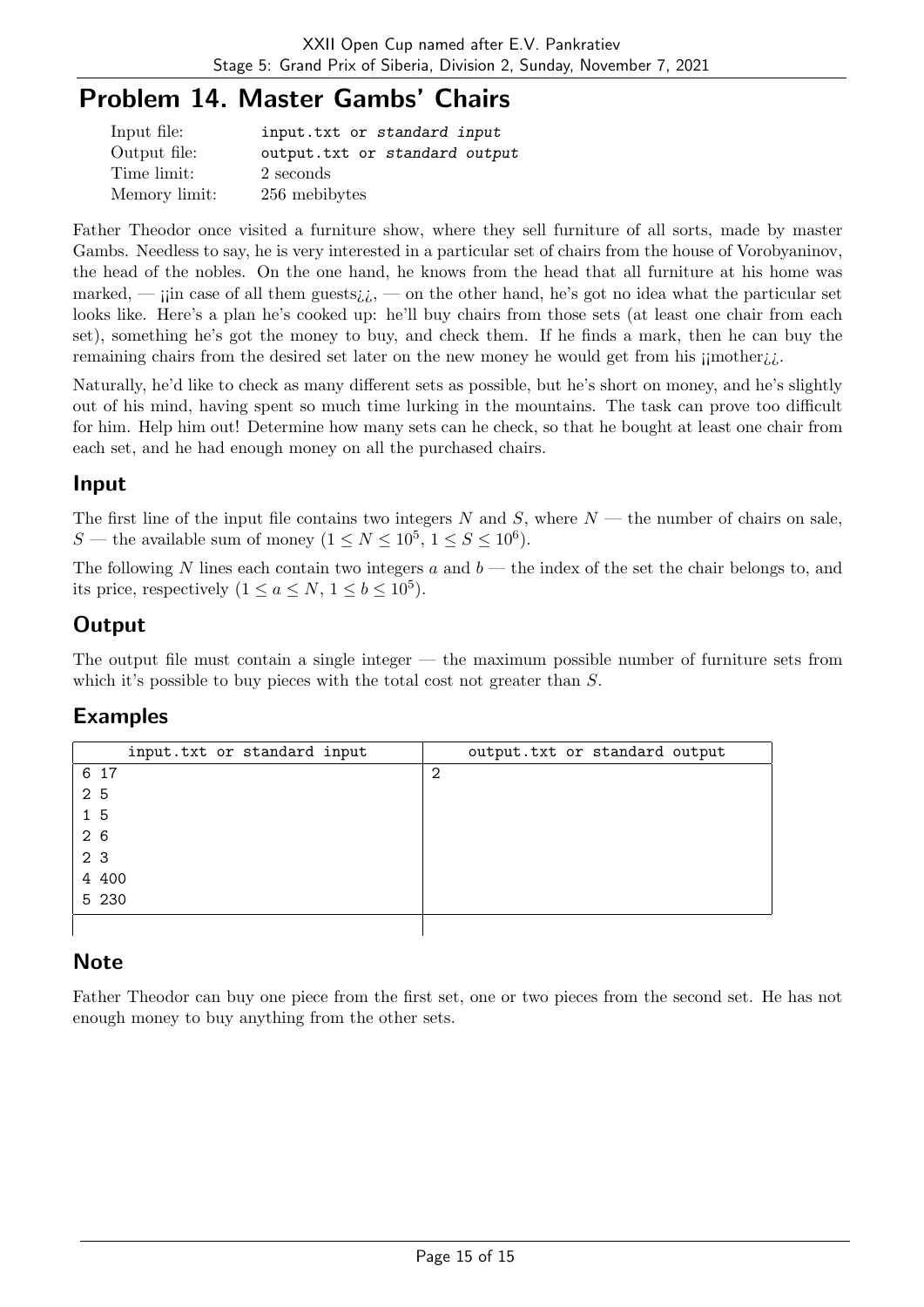# Problem 14. Master Gambs' Chairs

| | |
|---|---|
| Input file: | input.txt or *standard input* |
| Output file: | output.txt or *standard output* |
| Time limit: | 2 seconds |
| Memory limit: | 256 mebibytes |

Father Theodor once visited a furniture show, where they sell furniture of all sorts, made by master Gambs. Needless to say, he is very interested in a particular set of chairs from the house of Vorobyaninov, the head of the nobles. On the one hand, he knows from the head that all furniture at his home was marked, — ¡¡in case of all them guests¿¿, — on the other hand, he's got no idea what the particular set looks like. Here's a plan he's cooked up: he'll buy chairs from those sets (at least one chair from each set), something he's got the money to buy, and check them. If he finds a mark, then he can buy the remaining chairs from the desired set later on the new money he would get from his ¡¡mother¿¿.

Naturally, he'd like to check as many different sets as possible, but he's short on money, and he's slightly out of his mind, having spent so much time lurking in the mountains. The task can prove too difficult for him. Help him out! Determine how many sets can he check, so that he bought at least one chair from each set, and he had enough money on all the purchased chairs.

## Input

The first line of the input file contains two integers $N$ and $S$, where $N$ — the number of chairs on sale, $S$ — the available sum of money ($1 \le N \le 10^5$, $1 \le S \le 10^6$).

The following $N$ lines each contain two integers $a$ and $b$ — the index of the set the chair belongs to, and its price, respectively ($1 \le a \le N$, $1 \le b \le 10^5$).

## Output

The output file must contain a single integer — the maximum possible number of furniture sets from which it's possible to buy pieces with the total cost not greater than $S$.

## Examples

| input.txt or standard input | output.txt or standard output |
|---|---|
| 6 17<br>2 5<br>1 5<br>2 6<br>2 3<br>4 400<br>5 230 | 2 |

## Note

Father Theodor can buy one piece from the first set, one or two pieces from the second set. He has not enough money to buy anything from the other sets.